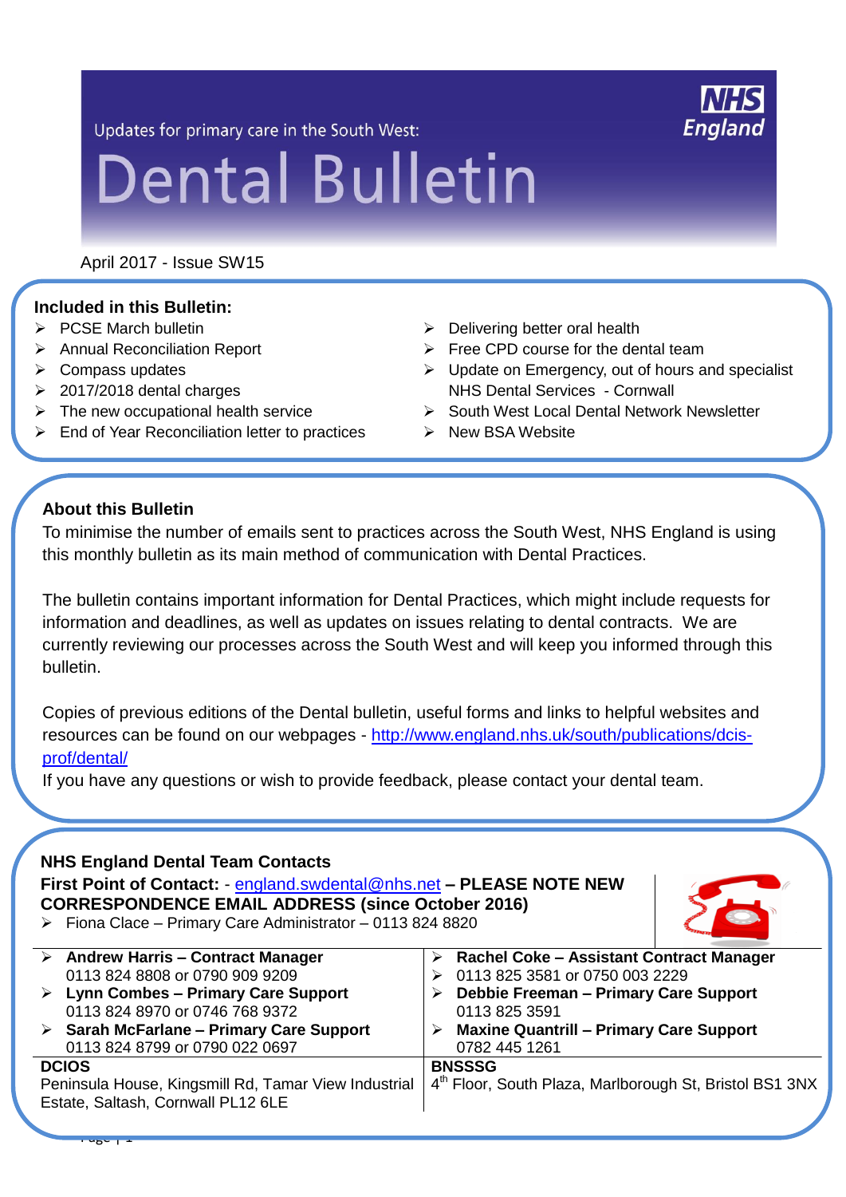Updates for primary care in the South West:

# Dental Bulletin

NHS England

April 2017 - Issue SW15

**Included in this Bulletin:**

- PCSE March bulletin
- Annual Reconciliation Report
- Compass updates
- 2017/2018 dental charges
- The new occupational health service
- End of Year Reconciliation letter to practices
- Delivering better oral health
- Free CPD course for the dental team
- Update on Emergency, out of hours and specialist NHS Dental Services - Cornwall
- South West Local Dental Network Newsletter
- New BSA Website

## About this Bulletin

To minimise the number of emails sent to practices across the South West, NHS England is using this monthly bulletin as its main method of communication with Dental Practices.

The bulletin contains important information for Dental Practices, which might include requests for information and deadlines, as well as updates on issues relating to dental contracts. We are currently reviewing our processes across the South West and will keep you informed through this bulletin.

Copies of previous editions of the Dental bulletin, useful forms and links to helpful websites and resources can be found on our webpages - http://www.england.nhs.uk/south/publications/dcis-prof/dental/

If you have any questions or wish to provide feedback, please contact your dental team.

## NHS England Dental Team Contacts

**First Point of Contact:** - england.swdental@nhs.net **– PLEASE NOTE NEW CORRESPONDENCE EMAIL ADDRESS (since October 2016)**

- Fiona Clace – Primary Care Administrator – 0113 824 8820

| | |
|---|---|
| **Andrew Harris – Contract Manager** 0113 824 8808 or 0790 909 9209 | **Rachel Coke – Assistant Contract Manager** 0113 825 3581 or 0750 003 2229 |
| **Lynn Combes – Primary Care Support** 0113 824 8970 or 0746 768 9372 | **Debbie Freeman – Primary Care Support** 0113 825 3591 |
| **Sarah McFarlane – Primary Care Support** 0113 824 8799 or 0790 022 0697 | **Maxine Quantrill – Primary Care Support** 0782 445 1261 |
| **DCIOS** Peninsula House, Kingsmill Rd, Tamar View Industrial Estate, Saltash, Cornwall PL12 6LE | **BNSSSG** 4th Floor, South Plaza, Marlborough St, Bristol BS1 3NX |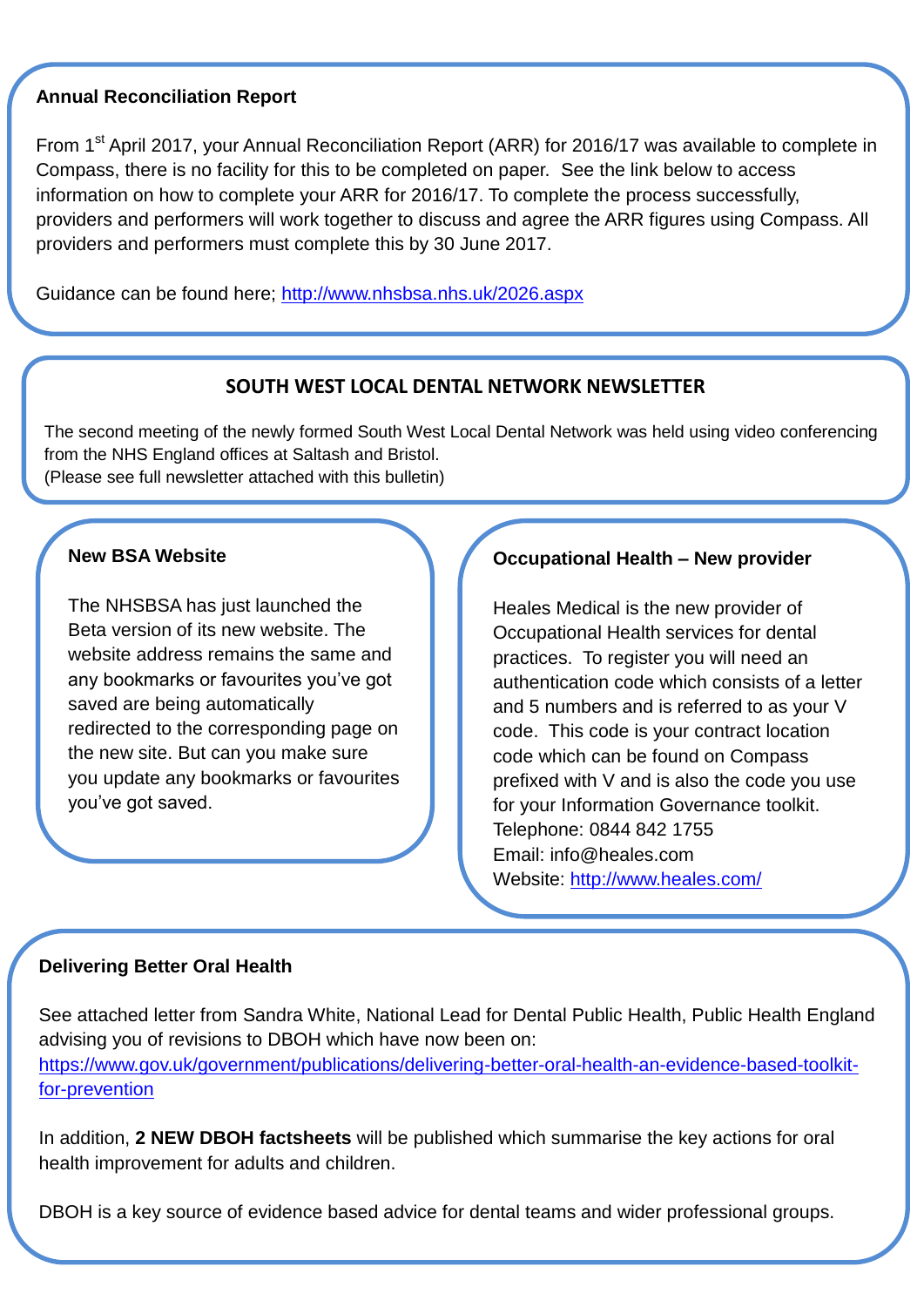## Annual Reconciliation Report

From 1st April 2017, your Annual Reconciliation Report (ARR) for 2016/17 was available to complete in Compass, there is no facility for this to be completed on paper. See the link below to access information on how to complete your ARR for 2016/17. To complete the process successfully, providers and performers will work together to discuss and agree the ARR figures using Compass. All providers and performers must complete this by 30 June 2017.

Guidance can be found here; http://www.nhsbsa.nhs.uk/2026.aspx

## SOUTH WEST LOCAL DENTAL NETWORK NEWSLETTER

The second meeting of the newly formed South West Local Dental Network was held using video conferencing from the NHS England offices at Saltash and Bristol.
(Please see full newsletter attached with this bulletin)

## New BSA Website

The NHSBSA has just launched the Beta version of its new website. The website address remains the same and any bookmarks or favourites you've got saved are being automatically redirected to the corresponding page on the new site. But can you make sure you update any bookmarks or favourites you've got saved.

## Occupational Health – New provider

Heales Medical is the new provider of Occupational Health services for dental practices. To register you will need an authentication code which consists of a letter and 5 numbers and is referred to as your V code. This code is your contract location code which can be found on Compass prefixed with V and is also the code you use for your Information Governance toolkit.
Telephone: 0844 842 1755
Email: info@heales.com
Website: http://www.heales.com/

## Delivering Better Oral Health

See attached letter from Sandra White, National Lead for Dental Public Health, Public Health England advising you of revisions to DBOH which have now been on:
https://www.gov.uk/government/publications/delivering-better-oral-health-an-evidence-based-toolkit-for-prevention

In addition, **2 NEW DBOH factsheets** will be published which summarise the key actions for oral health improvement for adults and children.

DBOH is a key source of evidence based advice for dental teams and wider professional groups.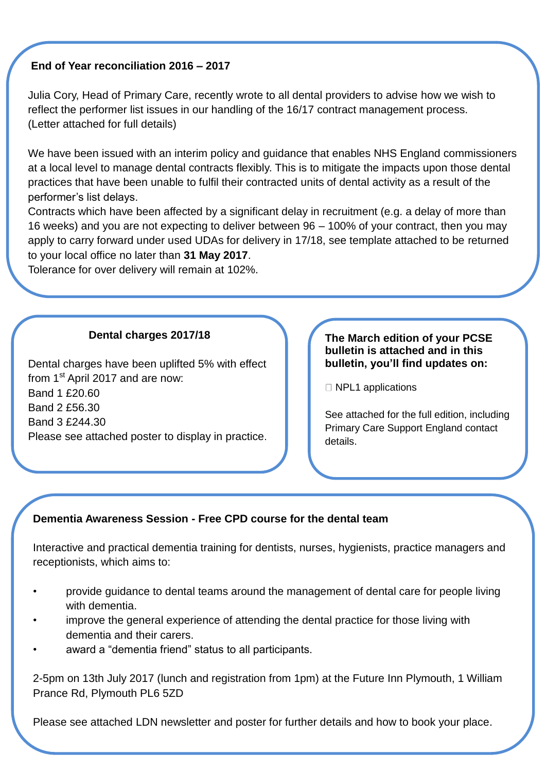## End of Year reconciliation 2016 – 2017

Julia Cory, Head of Primary Care, recently wrote to all dental providers to advise how we wish to reflect the performer list issues in our handling of the 16/17 contract management process. (Letter attached for full details)

We have been issued with an interim policy and guidance that enables NHS England commissioners at a local level to manage dental contracts flexibly. This is to mitigate the impacts upon those dental practices that have been unable to fulfil their contracted units of dental activity as a result of the performer's list delays.

Contracts which have been affected by a significant delay in recruitment (e.g. a delay of more than 16 weeks) and you are not expecting to deliver between 96 – 100% of your contract, then you may apply to carry forward under used UDAs for delivery in 17/18, see template attached to be returned to your local office no later than **31 May 2017**.

Tolerance for over delivery will remain at 102%.

## Dental charges 2017/18

Dental charges have been uplifted 5% with effect from 1st April 2017 and are now:

Band 1 £20.60
Band 2 £56.30
Band 3 £244.30

Please see attached poster to display in practice.

## The March edition of your PCSE bulletin is attached and in this bulletin, you'll find updates on:

- NPL1 applications

See attached for the full edition, including Primary Care Support England contact details.

## Dementia Awareness Session - Free CPD course for the dental team

Interactive and practical dementia training for dentists, nurses, hygienists, practice managers and receptionists, which aims to:

- provide guidance to dental teams around the management of dental care for people living with dementia.
- improve the general experience of attending the dental practice for those living with dementia and their carers.
- award a "dementia friend" status to all participants.

2-5pm on 13th July 2017 (lunch and registration from 1pm) at the Future Inn Plymouth, 1 William Prance Rd, Plymouth PL6 5ZD

Please see attached LDN newsletter and poster for further details and how to book your place.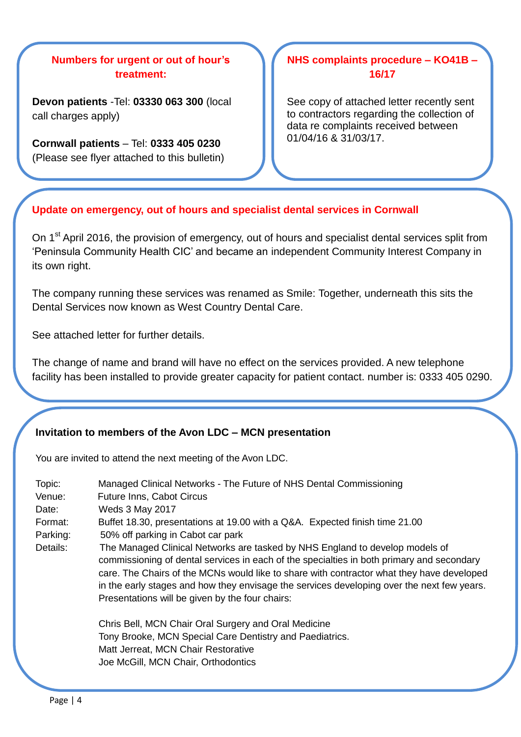## Numbers for urgent or out of hour's treatment:

**Devon patients** -Tel: **03330 063 300** (local call charges apply)

**Cornwall patients** – Tel: **0333 405 0230** (Please see flyer attached to this bulletin)

## NHS complaints procedure – KO41B – 16/17

See copy of attached letter recently sent to contractors regarding the collection of data re complaints received between 01/04/16 & 31/03/17.

## Update on emergency, out of hours and specialist dental services in Cornwall

On 1st April 2016, the provision of emergency, out of hours and specialist dental services split from 'Peninsula Community Health CIC' and became an independent Community Interest Company in its own right.

The company running these services was renamed as Smile: Together, underneath this sits the Dental Services now known as West Country Dental Care.

See attached letter for further details.

The change of name and brand will have no effect on the services provided. A new telephone facility has been installed to provide greater capacity for patient contact. number is: 0333 405 0290.

## Invitation to members of the Avon LDC – MCN presentation

You are invited to attend the next meeting of the Avon LDC.

| | |
|---|---|
| Topic: | Managed Clinical Networks - The Future of NHS Dental Commissioning |
| Venue: | Future Inns, Cabot Circus |
| Date: | Weds 3 May 2017 |
| Format: | Buffet 18.30, presentations at 19.00 with a Q&A. Expected finish time 21.00 |
| Parking: | 50% off parking in Cabot car park |
| Details: | The Managed Clinical Networks are tasked by NHS England to develop models of commissioning of dental services in each of the specialties in both primary and secondary care. The Chairs of the MCNs would like to share with contractor what they have developed in the early stages and how they envisage the services developing over the next few years. Presentations will be given by the four chairs: |

Chris Bell, MCN Chair Oral Surgery and Oral Medicine
Tony Brooke, MCN Special Care Dentistry and Paediatrics.
Matt Jerreat, MCN Chair Restorative
Joe McGill, MCN Chair, Orthodontics